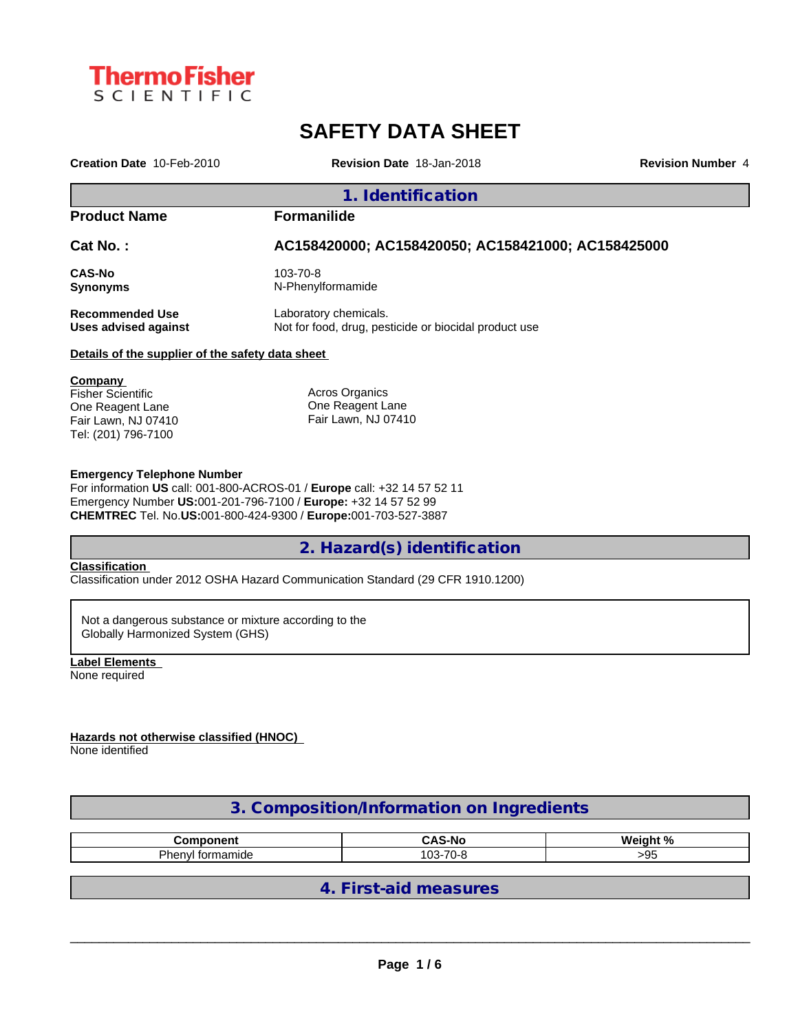Thermo Fisher SCIENTIFIC

# SAFETY DATA SHEET

**Creation Date** 10-Feb-2010 **Revision Date** 18-Jan-2018 **Revision Number** 4

## 1. Identification

**Product Name** Formanilide

**Cat No. :** AC158420000; AC158420050; AC158421000; AC158425000

**CAS-No** 103-70-8
**Synonyms** N-Phenylformamide

**Recommended Use** Laboratory chemicals.
**Uses advised against** Not for food, drug, pesticide or biocidal product use

**Details of the supplier of the safety data sheet**

**Company**
Fisher Scientific
One Reagent Lane
Fair Lawn, NJ 07410
Tel: (201) 796-7100

Acros Organics
One Reagent Lane
Fair Lawn, NJ 07410

**Emergency Telephone Number**
For information **US** call: 001-800-ACROS-01 / **Europe** call: +32 14 57 52 11
Emergency Number **US:**001-201-796-7100 / **Europe:** +32 14 57 52 99
**CHEMTREC** Tel. No.**US:**001-800-424-9300 / **Europe:**001-703-527-3887

## 2. Hazard(s) identification

**Classification**
Classification under 2012 OSHA Hazard Communication Standard (29 CFR 1910.1200)

Not a dangerous substance or mixture according to the Globally Harmonized System (GHS)

**Label Elements**
None required

**Hazards not otherwise classified (HNOC)**
None identified

## 3. Composition/Information on Ingredients

| Component | CAS-No | Weight % |
|---|---|---|
| Phenyl formamide | 103-70-8 | >95 |

## 4. First-aid measures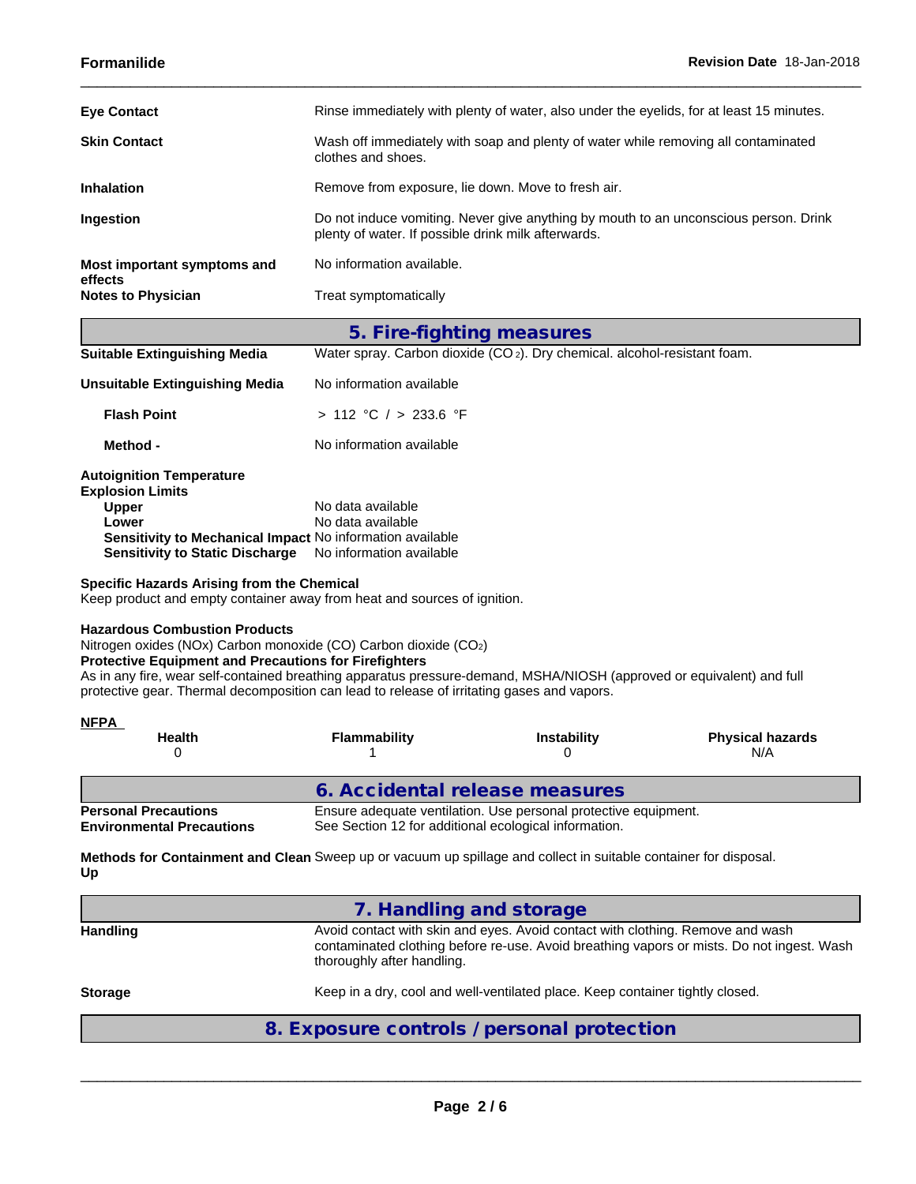**Eye Contact** Rinse immediately with plenty of water, also under the eyelids, for at least 15 minutes.

**Skin Contact** Wash off immediately with soap and plenty of water while removing all contaminated clothes and shoes.

**Inhalation** Remove from exposure, lie down. Move to fresh air.

**Ingestion** Do not induce vomiting. Never give anything by mouth to an unconscious person. Drink plenty of water. If possible drink milk afterwards.

**Most important symptoms and effects** No information available.

**Notes to Physician** Treat symptomatically

## 5. Fire-fighting measures

**Suitable Extinguishing Media** Water spray. Carbon dioxide ($CO_2$). Dry chemical. alcohol-resistant foam.

**Unsuitable Extinguishing Media** No information available

**Flash Point** > 112 °C / > 233.6 °F

**Method -** No information available

**Autoignition Temperature**

**Explosion Limits**

**Upper** No data available

**Lower** No data available

**Sensitivity to Mechanical Impact** No information available

**Sensitivity to Static Discharge** No information available

**Specific Hazards Arising from the Chemical**

Keep product and empty container away from heat and sources of ignition.

**Hazardous Combustion Products**

Nitrogen oxides (NOx) Carbon monoxide (CO) Carbon dioxide ($CO_2$)

**Protective Equipment and Precautions for Firefighters**

As in any fire, wear self-contained breathing apparatus pressure-demand, MSHA/NIOSH (approved or equivalent) and full protective gear. Thermal decomposition can lead to release of irritating gases and vapors.

**NFPA**

| Health | Flammability | Instability | Physical hazards |
|---|---|---|---|
| 0 | 1 | 0 | N/A |

## 6. Accidental release measures

**Personal Precautions** Ensure adequate ventilation. Use personal protective equipment.

**Environmental Precautions** See Section 12 for additional ecological information.

**Methods for Containment and Clean Up** Sweep up or vacuum up spillage and collect in suitable container for disposal.

## 7. Handling and storage

**Handling** Avoid contact with skin and eyes. Avoid contact with clothing. Remove and wash contaminated clothing before re-use. Avoid breathing vapors or mists. Do not ingest. Wash thoroughly after handling.

**Storage** Keep in a dry, cool and well-ventilated place. Keep container tightly closed.

## 8. Exposure controls / personal protection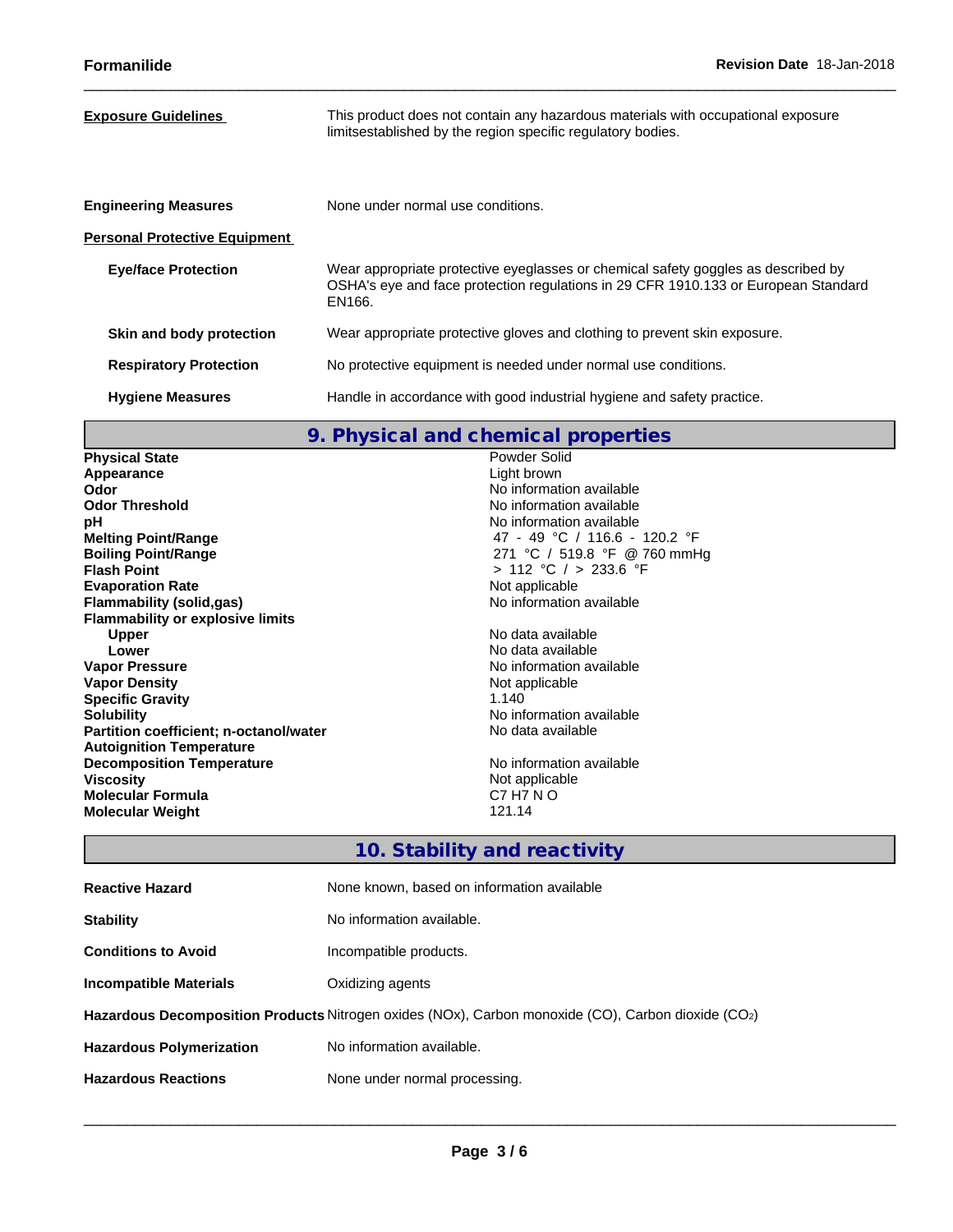**Exposure Guidelines** This product does not contain any hazardous materials with occupational exposure limitsestablished by the region specific regulatory bodies.

**Engineering Measures** None under normal use conditions.

**Personal Protective Equipment**

**Eye/face Protection** Wear appropriate protective eyeglasses or chemical safety goggles as described by OSHA's eye and face protection regulations in 29 CFR 1910.133 or European Standard EN166.

**Skin and body protection** Wear appropriate protective gloves and clothing to prevent skin exposure.

**Respiratory Protection** No protective equipment is needed under normal use conditions.

**Hygiene Measures** Handle in accordance with good industrial hygiene and safety practice.

## 9. Physical and chemical properties

| | |
|---|---|
| **Physical State** | Powder Solid |
| **Appearance** | Light brown |
| **Odor** | No information available |
| **Odor Threshold** | No information available |
| **pH** | No information available |
| **Melting Point/Range** | 47 - 49 °C / 116.6 - 120.2 °F |
| **Boiling Point/Range** | 271 °C / 519.8 °F @ 760 mmHg |
| **Flash Point** | > 112 °C / > 233.6 °F |
| **Evaporation Rate** | Not applicable |
| **Flammability (solid,gas)** | No information available |
| **Flammability or explosive limits** | |
| **Upper** | No data available |
| **Lower** | No data available |
| **Vapor Pressure** | No information available |
| **Vapor Density** | Not applicable |
| **Specific Gravity** | 1.140 |
| **Solubility** | No information available |
| **Partition coefficient; n-octanol/water** | No data available |
| **Autoignition Temperature** | |
| **Decomposition Temperature** | No information available |
| **Viscosity** | Not applicable |
| **Molecular Formula** | C7 H7 N O |
| **Molecular Weight** | 121.14 |

## 10. Stability and reactivity

**Reactive Hazard** None known, based on information available

**Stability** No information available.

**Conditions to Avoid** Incompatible products.

**Incompatible Materials** Oxidizing agents

**Hazardous Decomposition Products** Nitrogen oxides (NOx), Carbon monoxide (CO), Carbon dioxide ($CO_2$)

**Hazardous Polymerization** No information available.

**Hazardous Reactions** None under normal processing.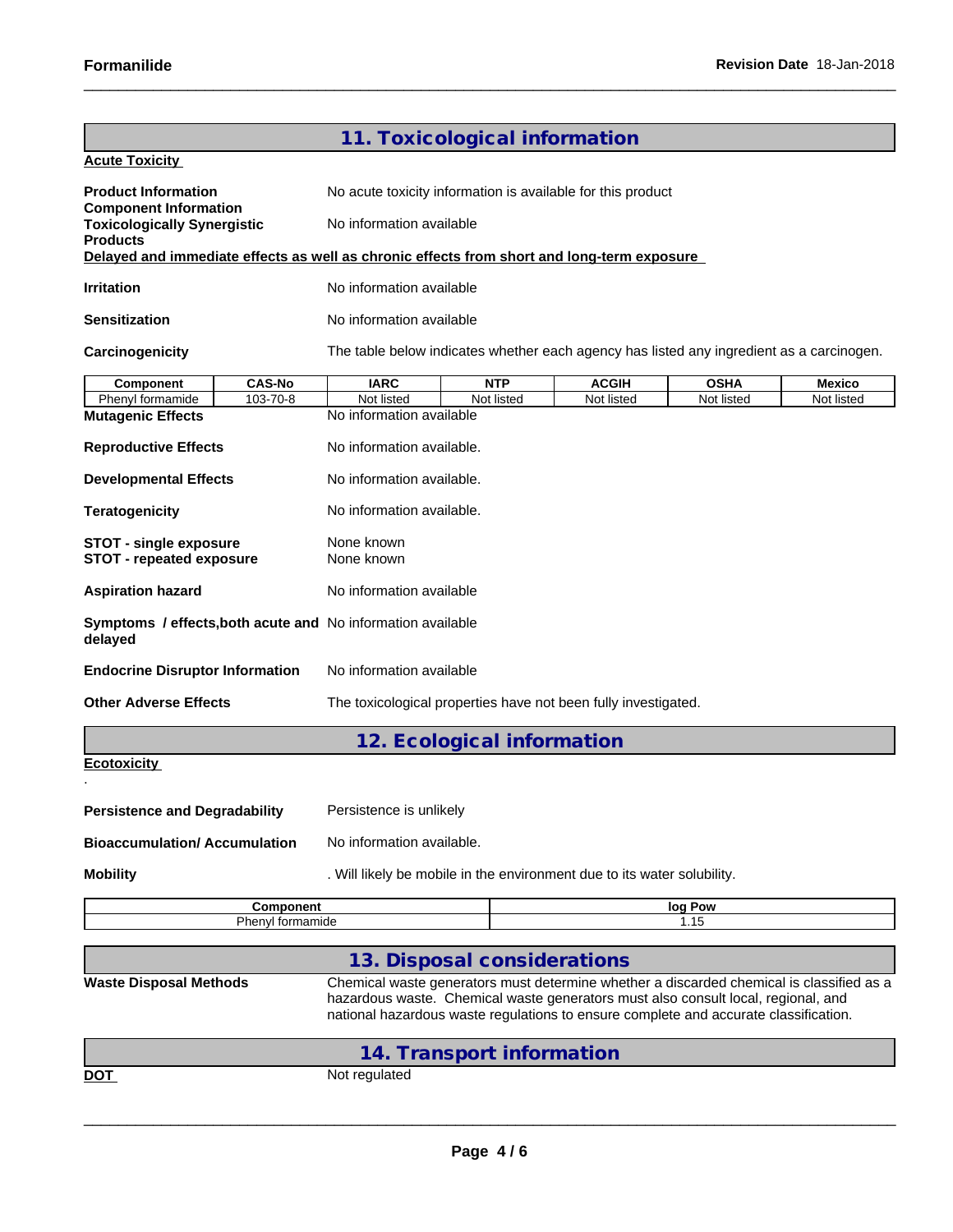## 11. Toxicological information

**Acute Toxicity**

**Product Information** No acute toxicity information is available for this product

**Component Information**

**Toxicologically Synergistic Products** No information available

**Delayed and immediate effects as well as chronic effects from short and long-term exposure**

**Irritation** No information available

**Sensitization** No information available

**Carcinogenicity** The table below indicates whether each agency has listed any ingredient as a carcinogen.

| Component | CAS-No | IARC | NTP | ACGIH | OSHA | Mexico |
|---|---|---|---|---|---|---|
| Phenyl formamide | 103-70-8 | Not listed | Not listed | Not listed | Not listed | Not listed |

**Mutagenic Effects** No information available

**Reproductive Effects** No information available.

**Developmental Effects** No information available.

**Teratogenicity** No information available.

**STOT - single exposure** None known

**STOT - repeated exposure** None known

**Aspiration hazard** No information available

**Symptoms / effects,both acute and delayed** No information available

**Endocrine Disruptor Information** No information available

**Other Adverse Effects** The toxicological properties have not been fully investigated.

## 12. Ecological information

**Ecotoxicity**

.

**Persistence and Degradability** Persistence is unlikely

**Bioaccumulation/ Accumulation** No information available.

**Mobility** . Will likely be mobile in the environment due to its water solubility.

| Component | log Pow |
|---|---|
| Phenyl formamide | 1.15 |

## 13. Disposal considerations

**Waste Disposal Methods** Chemical waste generators must determine whether a discarded chemical is classified as a hazardous waste. Chemical waste generators must also consult local, regional, and national hazardous waste regulations to ensure complete and accurate classification.

## 14. Transport information

**DOT** Not regulated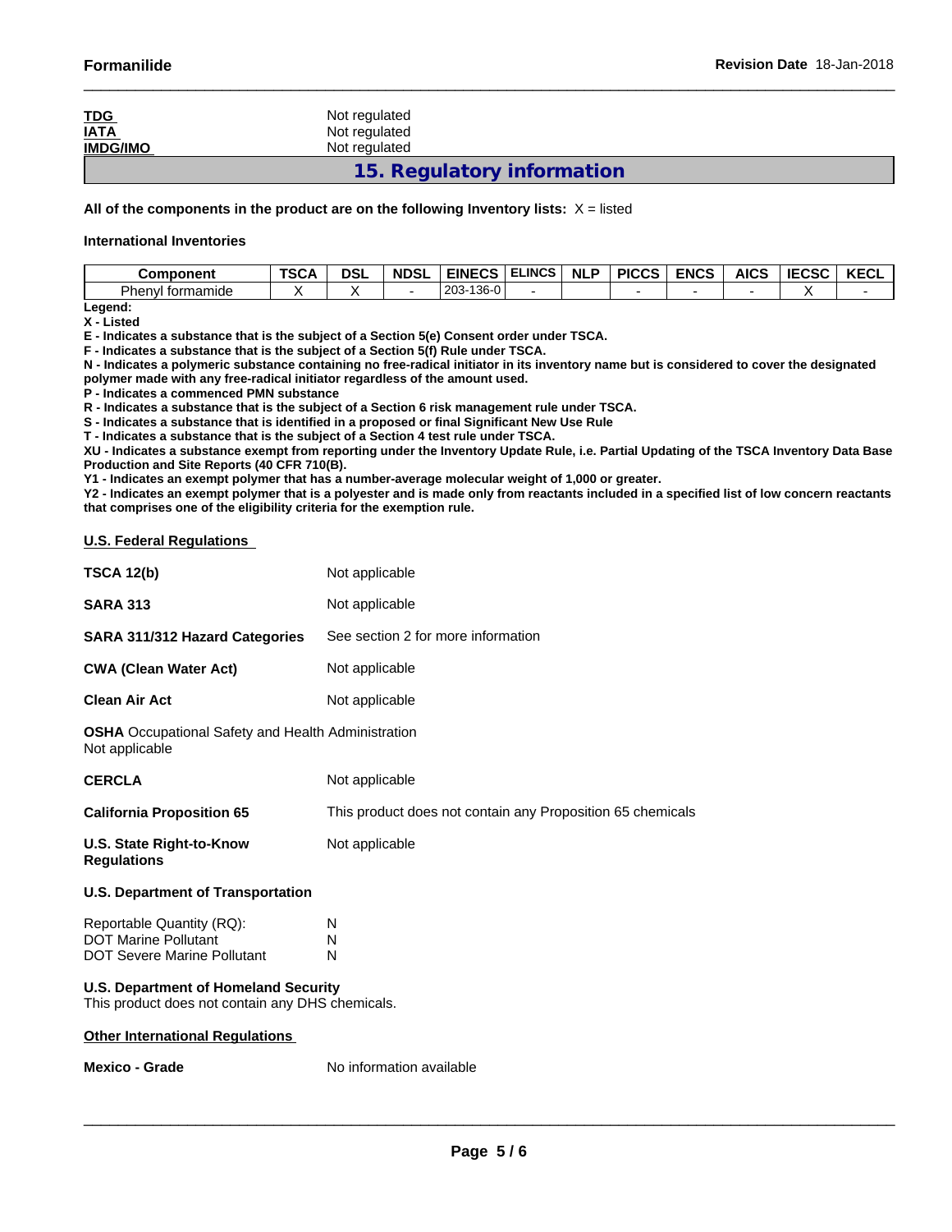| | |
|---|---|
| **TDG** | Not regulated |
| **IATA** | Not regulated |
| **IMDG/IMO** | Not regulated |

## 15. Regulatory information

**All of the components in the product are on the following Inventory lists:** X = listed

**International Inventories**

| Component | TSCA | DSL | NDSL | EINECS | ELINCS | NLP | PICCS | ENCS | AICS | IECSC | KECL |
|---|---|---|---|---|---|---|---|---|---|---|---|
| Phenyl formamide | X | X | - | 203-136-0 | - | | - | - | - | X | - |

**Legend:**
**X - Listed**
**E - Indicates a substance that is the subject of a Section 5(e) Consent order under TSCA.**
**F - Indicates a substance that is the subject of a Section 5(f) Rule under TSCA.**
**N - Indicates a polymeric substance containing no free-radical initiator in its inventory name but is considered to cover the designated polymer made with any free-radical initiator regardless of the amount used.**
**P - Indicates a commenced PMN substance**
**R - Indicates a substance that is the subject of a Section 6 risk management rule under TSCA.**
**S - Indicates a substance that is identified in a proposed or final Significant New Use Rule**
**T - Indicates a substance that is the subject of a Section 4 test rule under TSCA.**
**XU - Indicates a substance exempt from reporting under the Inventory Update Rule, i.e. Partial Updating of the TSCA Inventory Data Base Production and Site Reports (40 CFR 710(B).**
**Y1 - Indicates an exempt polymer that has a number-average molecular weight of 1,000 or greater.**
**Y2 - Indicates an exempt polymer that is a polyester and is made only from reactants included in a specified list of low concern reactants that comprises one of the eligibility criteria for the exemption rule.**

**U.S. Federal Regulations**

| | |
|---|---|
| **TSCA 12(b)** | Not applicable |
| **SARA 313** | Not applicable |
| **SARA 311/312 Hazard Categories** | See section 2 for more information |
| **CWA (Clean Water Act)** | Not applicable |
| **Clean Air Act** | Not applicable |

**OSHA** Occupational Safety and Health Administration
Not applicable

| | |
|---|---|
| **CERCLA** | Not applicable |
| **California Proposition 65** | This product does not contain any Proposition 65 chemicals |
| **U.S. State Right-to-Know Regulations** | Not applicable |

**U.S. Department of Transportation**

| | |
|---|---|
| Reportable Quantity (RQ): | N |
| DOT Marine Pollutant | N |
| DOT Severe Marine Pollutant | N |

**U.S. Department of Homeland Security**
This product does not contain any DHS chemicals.

**Other International Regulations**

| | |
|---|---|
| **Mexico - Grade** | No information available |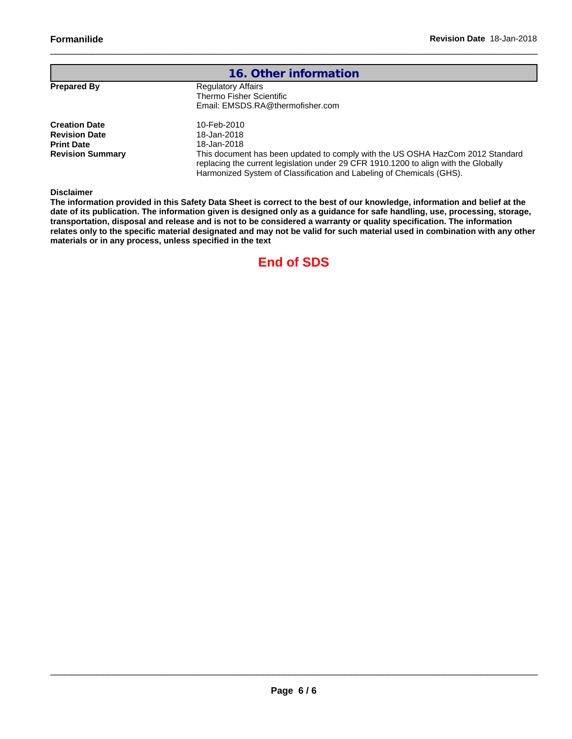## 16. Other information

| | |
|---|---|
| **Prepared By** | Regulatory Affairs<br>Thermo Fisher Scientific<br>Email: EMSDS.RA@thermofisher.com |
| **Creation Date** | 10-Feb-2010 |
| **Revision Date** | 18-Jan-2018 |
| **Print Date** | 18-Jan-2018 |
| **Revision Summary** | This document has been updated to comply with the US OSHA HazCom 2012 Standard replacing the current legislation under 29 CFR 1910.1200 to align with the Globally Harmonized System of Classification and Labeling of Chemicals (GHS). |

**Disclaimer**

**The information provided in this Safety Data Sheet is correct to the best of our knowledge, information and belief at the date of its publication. The information given is designed only as a guidance for safe handling, use, processing, storage, transportation, disposal and release and is not to be considered a warranty or quality specification. The information relates only to the specific material designated and may not be valid for such material used in combination with any other materials or in any process, unless specified in the text**

**End of SDS**